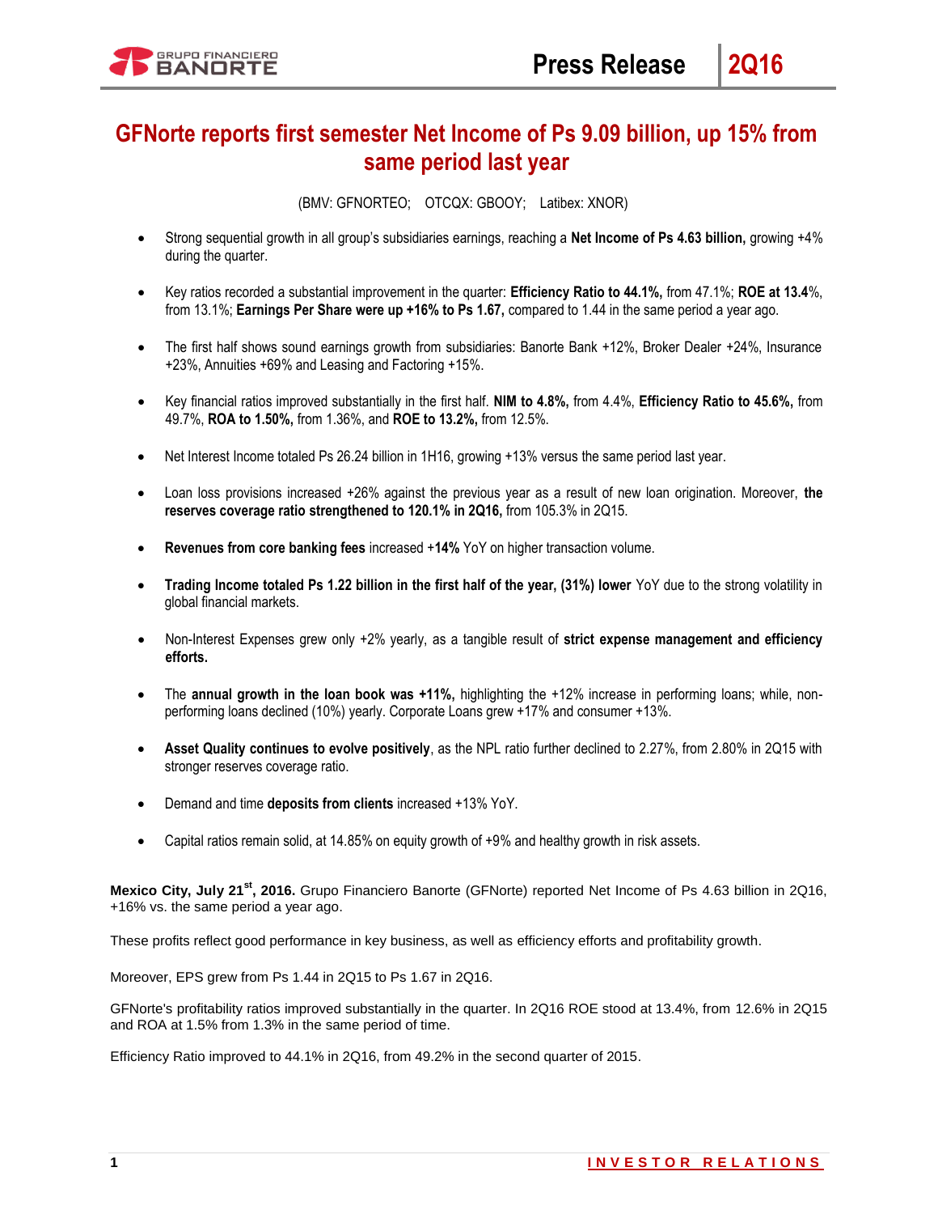# GFNorte reports first semester Net Income of Ps 9.09 billion, up 15% from same period last year

(BMV: GFNORTEO; OTCQX: GBOOY; Latibex: XNOR)

- Strong sequential growth in all group's subsidiaries earnings, reaching a **Net Income of Ps 4.63 billion,** growing +4% during the quarter.
- Key ratios recorded a substantial improvement in the quarter: **Efficiency Ratio to 44.1%,** from 47.1%; **ROE at 13.4**%, from 13.1%; **Earnings Per Share were up +16% to Ps 1.67,** compared to 1.44 in the same period a year ago.
- The first half shows sound earnings growth from subsidiaries: Banorte Bank +12%, Broker Dealer +24%, Insurance +23%, Annuities +69% and Leasing and Factoring +15%.
- Key financial ratios improved substantially in the first half. **NIM to 4.8%,** from 4.4%, **Efficiency Ratio to 45.6%,** from 49.7%, **ROA to 1.50%,** from 1.36%, and **ROE to 13.2%,** from 12.5%.
- Net Interest Income totaled Ps 26.24 billion in 1H16, growing +13% versus the same period last year.
- Loan loss provisions increased +26% against the previous year as a result of new loan origination. Moreover, **the reserves coverage ratio strengthened to 120.1% in 2Q16,** from 105.3% in 2Q15.
- **Revenues from core banking fees** increased +**14%** YoY on higher transaction volume.
- **Trading Income totaled Ps 1.22 billion in the first half of the year, (31%) lower** YoY due to the strong volatility in global financial markets.
- Non-Interest Expenses grew only +2% yearly, as a tangible result of **strict expense management and efficiency efforts.**
- The **annual growth in the loan book was +11%,** highlighting the +12% increase in performing loans; while, non-performing loans declined (10%) yearly. Corporate Loans grew +17% and consumer +13%.
- **Asset Quality continues to evolve positively**, as the NPL ratio further declined to 2.27%, from 2.80% in 2Q15 with stronger reserves coverage ratio.
- Demand and time **deposits from clients** increased +13% YoY.
- Capital ratios remain solid, at 14.85% on equity growth of +9% and healthy growth in risk assets.

**Mexico City, July 21st, 2016.** Grupo Financiero Banorte (GFNorte) reported Net Income of Ps 4.63 billion in 2Q16, +16% vs. the same period a year ago.

These profits reflect good performance in key business, as well as efficiency efforts and profitability growth.

Moreover, EPS grew from Ps 1.44 in 2Q15 to Ps 1.67 in 2Q16.

GFNorte's profitability ratios improved substantially in the quarter. In 2Q16 ROE stood at 13.4%, from 12.6% in 2Q15 and ROA at 1.5% from 1.3% in the same period of time.

Efficiency Ratio improved to 44.1% in 2Q16, from 49.2% in the second quarter of 2015.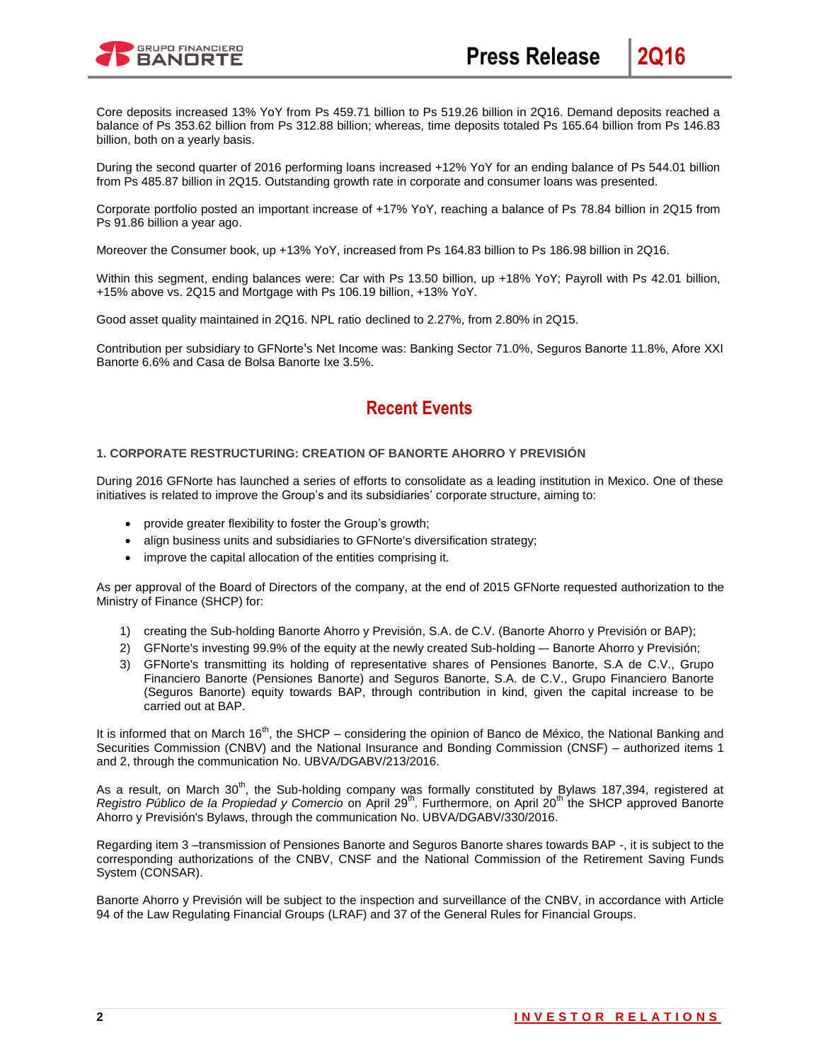Core deposits increased 13% YoY from Ps 459.71 billion to Ps 519.26 billion in 2Q16. Demand deposits reached a balance of Ps 353.62 billion from Ps 312.88 billion; whereas, time deposits totaled Ps 165.64 billion from Ps 146.83 billion, both on a yearly basis.

During the second quarter of 2016 performing loans increased +12% YoY for an ending balance of Ps 544.01 billion from Ps 485.87 billion in 2Q15. Outstanding growth rate in corporate and consumer loans was presented.

Corporate portfolio posted an important increase of +17% YoY, reaching a balance of Ps 78.84 billion in 2Q15 from Ps 91.86 billion a year ago.

Moreover the Consumer book, up +13% YoY, increased from Ps 164.83 billion to Ps 186.98 billion in 2Q16.

Within this segment, ending balances were: Car with Ps 13.50 billion, up +18% YoY; Payroll with Ps 42.01 billion, +15% above vs. 2Q15 and Mortgage with Ps 106.19 billion, +13% YoY.

Good asset quality maintained in 2Q16. NPL ratio declined to 2.27%, from 2.80% in 2Q15.

Contribution per subsidiary to GFNorte's Net Income was: Banking Sector 71.0%, Seguros Banorte 11.8%, Afore XXI Banorte 6.6% and Casa de Bolsa Banorte Ixe 3.5%.

## Recent Events

### 1. CORPORATE RESTRUCTURING: CREATION OF BANORTE AHORRO Y PREVISIÓN

During 2016 GFNorte has launched a series of efforts to consolidate as a leading institution in Mexico. One of these initiatives is related to improve the Group's and its subsidiaries' corporate structure, aiming to:

- provide greater flexibility to foster the Group's growth;
- align business units and subsidiaries to GFNorte's diversification strategy;
- improve the capital allocation of the entities comprising it.

As per approval of the Board of Directors of the company, at the end of 2015 GFNorte requested authorization to the Ministry of Finance (SHCP) for:

1) creating the Sub-holding Banorte Ahorro y Previsión, S.A. de C.V. (Banorte Ahorro y Previsión or BAP);
2) GFNorte's investing 99.9% of the equity at the newly created Sub-holding –- Banorte Ahorro y Previsión;
3) GFNorte's transmitting its holding of representative shares of Pensiones Banorte, S.A de C.V., Grupo Financiero Banorte (Pensiones Banorte) and Seguros Banorte, S.A. de C.V., Grupo Financiero Banorte (Seguros Banorte) equity towards BAP, through contribution in kind, given the capital increase to be carried out at BAP.

It is informed that on March 16th, the SHCP – considering the opinion of Banco de México, the National Banking and Securities Commission (CNBV) and the National Insurance and Bonding Commission (CNSF) – authorized items 1 and 2, through the communication No. UBVA/DGABV/213/2016.

As a result, on March 30th, the Sub-holding company was formally constituted by Bylaws 187,394, registered at *Registro Público de la Propiedad y Comercio* on April 29th. Furthermore, on April 20th the SHCP approved Banorte Ahorro y Previsión's Bylaws, through the communication No. UBVA/DGABV/330/2016.

Regarding item 3 –transmission of Pensiones Banorte and Seguros Banorte shares towards BAP -, it is subject to the corresponding authorizations of the CNBV, CNSF and the National Commission of the Retirement Saving Funds System (CONSAR).

Banorte Ahorro y Previsión will be subject to the inspection and surveillance of the CNBV, in accordance with Article 94 of the Law Regulating Financial Groups (LRAF) and 37 of the General Rules for Financial Groups.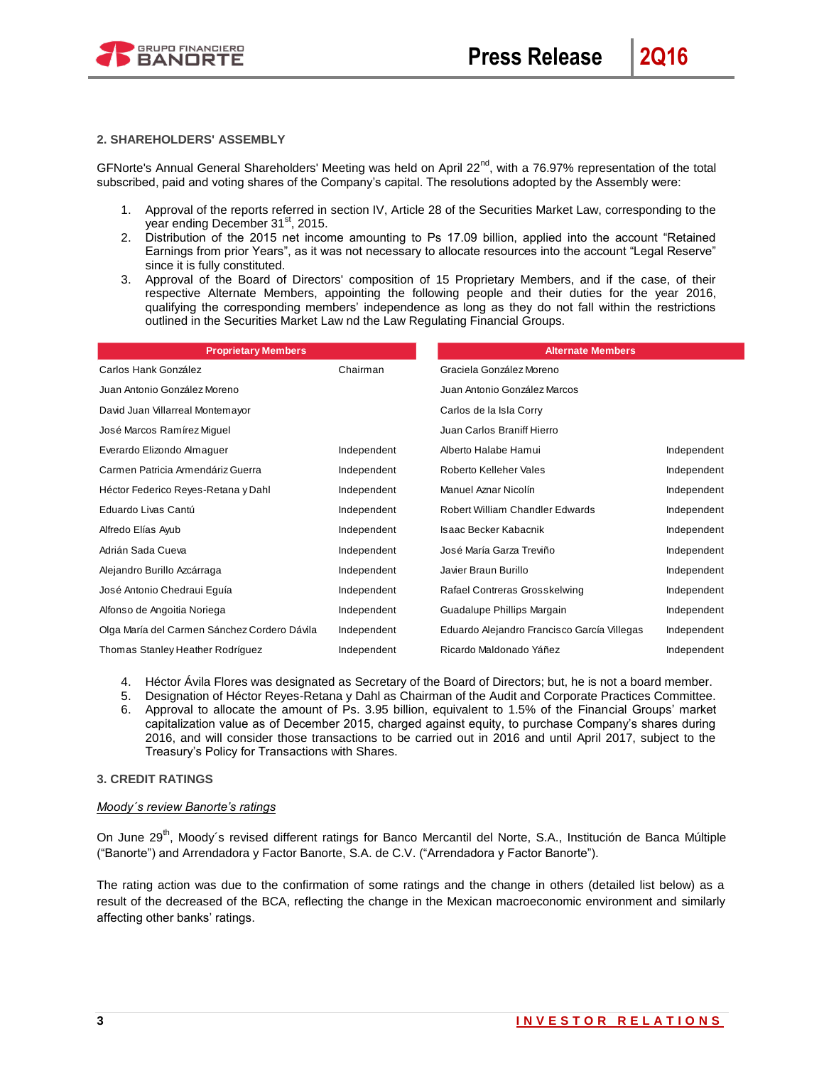## 2. SHAREHOLDERS' ASSEMBLY

GFNorte's Annual General Shareholders' Meeting was held on April 22nd, with a 76.97% representation of the total subscribed, paid and voting shares of the Company's capital. The resolutions adopted by the Assembly were:

1. Approval of the reports referred in section IV, Article 28 of the Securities Market Law, corresponding to the year ending December 31st, 2015.
2. Distribution of the 2015 net income amounting to Ps 17.09 billion, applied into the account "Retained Earnings from prior Years", as it was not necessary to allocate resources into the account "Legal Reserve" since it is fully constituted.
3. Approval of the Board of Directors' composition of 15 Proprietary Members, and if the case, of their respective Alternate Members, appointing the following people and their duties for the year 2016, qualifying the corresponding members' independence as long as they do not fall within the restrictions outlined in the Securities Market Law nd the Law Regulating Financial Groups.

| Proprietary Members | | Alternate Members | |
|---|---|---|---|
| Carlos Hank González | Chairman | Graciela González Moreno | |
| Juan Antonio González Moreno | | Juan Antonio González Marcos | |
| David Juan Villarreal Montemayor | | Carlos de la Isla Corry | |
| José Marcos Ramírez Miguel | | Juan Carlos Braniff Hierro | |
| Everardo Elizondo Almaguer | Independent | Alberto Halabe Hamui | Independent |
| Carmen Patricia Armendáriz Guerra | Independent | Roberto Kelleher Vales | Independent |
| Héctor Federico Reyes-Retana y Dahl | Independent | Manuel Aznar Nicolín | Independent |
| Eduardo Livas Cantú | Independent | Robert William Chandler Edwards | Independent |
| Alfredo Elías Ayub | Independent | Isaac Becker Kabacnik | Independent |
| Adrián Sada Cueva | Independent | José María Garza Treviño | Independent |
| Alejandro Burillo Azcárraga | Independent | Javier Braun Burillo | Independent |
| José Antonio Chedraui Eguía | Independent | Rafael Contreras Grosskelwing | Independent |
| Alfonso de Angoitia Noriega | Independent | Guadalupe Phillips Margain | Independent |
| Olga María del Carmen Sánchez Cordero Dávila | Independent | Eduardo Alejandro Francisco García Villegas | Independent |
| Thomas Stanley Heather Rodríguez | Independent | Ricardo Maldonado Yáñez | Independent |

4. Héctor Ávila Flores was designated as Secretary of the Board of Directors; but, he is not a board member.
5. Designation of Héctor Reyes-Retana y Dahl as Chairman of the Audit and Corporate Practices Committee.
6. Approval to allocate the amount of Ps. 3.95 billion, equivalent to 1.5% of the Financial Groups' market capitalization value as of December 2015, charged against equity, to purchase Company's shares during 2016, and will consider those transactions to be carried out in 2016 and until April 2017, subject to the Treasury's Policy for Transactions with Shares.

## 3. CREDIT RATINGS

*Moody´s review Banorte's ratings*

On June 29th, Moody´s revised different ratings for Banco Mercantil del Norte, S.A., Institución de Banca Múltiple ("Banorte") and Arrendadora y Factor Banorte, S.A. de C.V. ("Arrendadora y Factor Banorte").

The rating action was due to the confirmation of some ratings and the change in others (detailed list below) as a result of the decreased of the BCA, reflecting the change in the Mexican macroeconomic environment and similarly affecting other banks' ratings.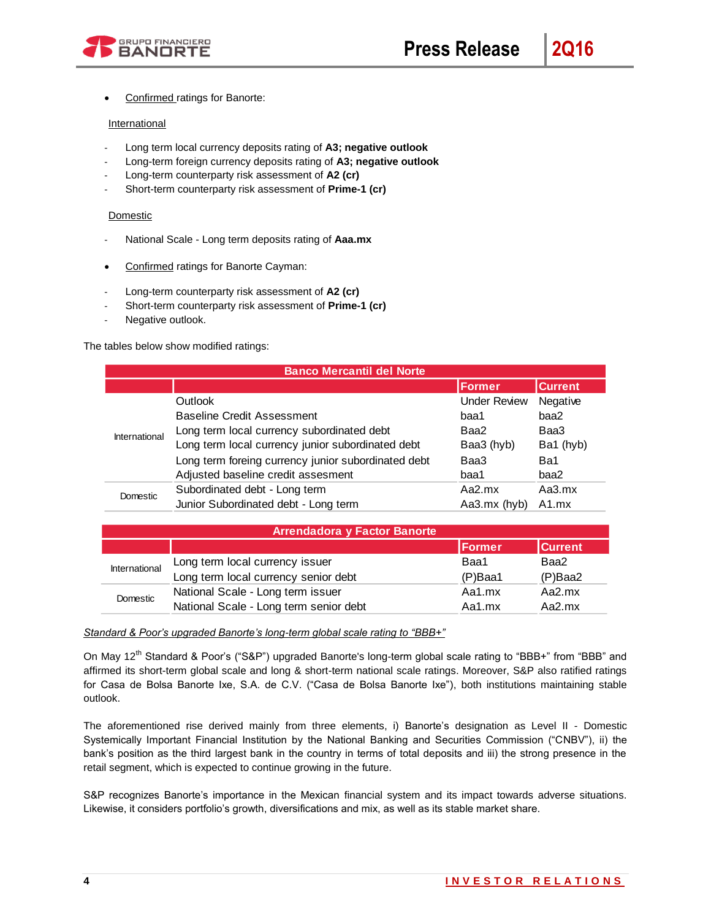- Confirmed ratings for Banorte:

International

- Long term local currency deposits rating of **A3; negative outlook**
- Long-term foreign currency deposits rating of **A3; negative outlook**
- Long-term counterparty risk assessment of **A2 (cr)**
- Short-term counterparty risk assessment of **Prime-1 (cr)**

Domestic

- National Scale - Long term deposits rating of **Aaa.mx**

- Confirmed ratings for Banorte Cayman:

- Long-term counterparty risk assessment of **A2 (cr)**
- Short-term counterparty risk assessment of **Prime-1 (cr)**
- Negative outlook.

The tables below show modified ratings:

| Banco Mercantil del Norte | | | |
|---|---|---|---|
| | | **Former** | **Current** |
| International | Outlook | Under Review | Negative |
| | Baseline Credit Assessment | baa1 | baa2 |
| | Long term local currency subordinated debt | Baa2 | Baa3 |
| | Long term local currency junior subordinated debt | Baa3 (hyb) | Ba1 (hyb) |
| | Long term foreing currency junior subordinated debt | Baa3 | Ba1 |
| | Adjusted baseline credit assesment | baa1 | baa2 |
| Domestic | Subordinated debt - Long term | Aa2.mx | Aa3.mx |
| | Junior Subordinated debt - Long term | Aa3.mx (hyb) | A1.mx |

| Arrendadora y Factor Banorte | | | |
|---|---|---|---|
| | | **Former** | **Current** |
| International | Long term local currency issuer | Baa1 | Baa2 |
| | Long term local currency senior debt | (P)Baa1 | (P)Baa2 |
| Domestic | National Scale - Long term issuer | Aa1.mx | Aa2.mx |
| | National Scale - Long term senior debt | Aa1.mx | Aa2.mx |

*Standard & Poor's upgraded Banorte's long-term global scale rating to "BBB+"*

On May 12th Standard & Poor's ("S&P") upgraded Banorte's long-term global scale rating to "BBB+" from "BBB" and affirmed its short-term global scale and long & short-term national scale ratings. Moreover, S&P also ratified ratings for Casa de Bolsa Banorte Ixe, S.A. de C.V. ("Casa de Bolsa Banorte Ixe"), both institutions maintaining stable outlook.

The aforementioned rise derived mainly from three elements, i) Banorte's designation as Level II - Domestic Systemically Important Financial Institution by the National Banking and Securities Commission ("CNBV"), ii) the bank's position as the third largest bank in the country in terms of total deposits and iii) the strong presence in the retail segment, which is expected to continue growing in the future.

S&P recognizes Banorte's importance in the Mexican financial system and its impact towards adverse situations. Likewise, it considers portfolio's growth, diversifications and mix, as well as its stable market share.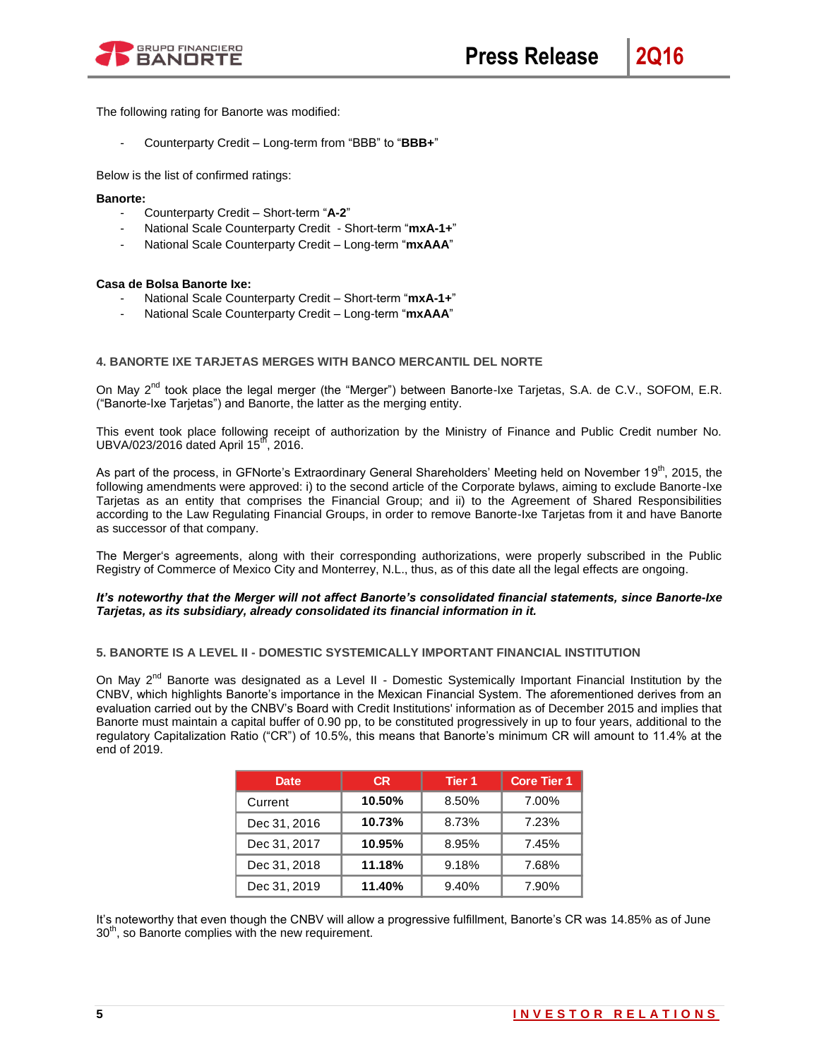The following rating for Banorte was modified:

- Counterparty Credit – Long-term from "BBB" to "**BBB+**"

Below is the list of confirmed ratings:

**Banorte:**

- Counterparty Credit – Short-term "**A-2**"
- National Scale Counterparty Credit - Short-term "**mxA-1+**"
- National Scale Counterparty Credit – Long-term "**mxAAA**"

**Casa de Bolsa Banorte Ixe:**

- National Scale Counterparty Credit – Short-term "**mxA-1+**"
- National Scale Counterparty Credit – Long-term "**mxAAA**"

### 4. BANORTE IXE TARJETAS MERGES WITH BANCO MERCANTIL DEL NORTE

On May 2nd took place the legal merger (the "Merger") between Banorte-Ixe Tarjetas, S.A. de C.V., SOFOM, E.R. ("Banorte-Ixe Tarjetas") and Banorte, the latter as the merging entity.

This event took place following receipt of authorization by the Ministry of Finance and Public Credit number No. UBVA/023/2016 dated April 15th, 2016.

As part of the process, in GFNorte's Extraordinary General Shareholders' Meeting held on November 19th, 2015, the following amendments were approved: i) to the second article of the Corporate bylaws, aiming to exclude Banorte-Ixe Tarjetas as an entity that comprises the Financial Group; and ii) to the Agreement of Shared Responsibilities according to the Law Regulating Financial Groups, in order to remove Banorte-Ixe Tarjetas from it and have Banorte as successor of that company.

The Merger's agreements, along with their corresponding authorizations, were properly subscribed in the Public Registry of Commerce of Mexico City and Monterrey, N.L., thus, as of this date all the legal effects are ongoing.

***It's noteworthy that the Merger will not affect Banorte's consolidated financial statements, since Banorte-Ixe Tarjetas, as its subsidiary, already consolidated its financial information in it.***

### 5. BANORTE IS A LEVEL II - DOMESTIC SYSTEMICALLY IMPORTANT FINANCIAL INSTITUTION

On May 2nd Banorte was designated as a Level II - Domestic Systemically Important Financial Institution by the CNBV, which highlights Banorte's importance in the Mexican Financial System. The aforementioned derives from an evaluation carried out by the CNBV's Board with Credit Institutions' information as of December 2015 and implies that Banorte must maintain a capital buffer of 0.90 pp, to be constituted progressively in up to four years, additional to the regulatory Capitalization Ratio ("CR") of 10.5%, this means that Banorte's minimum CR will amount to 11.4% at the end of 2019.

| Date | CR | Tier 1 | Core Tier 1 |
|---|---|---|---|
| Current | **10.50%** | 8.50% | 7.00% |
| Dec 31, 2016 | **10.73%** | 8.73% | 7.23% |
| Dec 31, 2017 | **10.95%** | 8.95% | 7.45% |
| Dec 31, 2018 | **11.18%** | 9.18% | 7.68% |
| Dec 31, 2019 | **11.40%** | 9.40% | 7.90% |

It's noteworthy that even though the CNBV will allow a progressive fulfillment, Banorte's CR was 14.85% as of June 30th, so Banorte complies with the new requirement.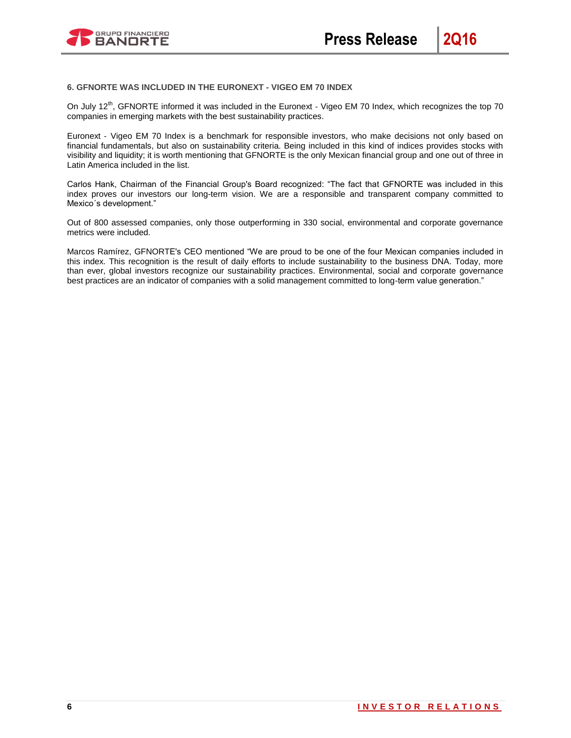### 6. GFNORTE WAS INCLUDED IN THE EURONEXT - VIGEO EM 70 INDEX

On July 12th, GFNORTE informed it was included in the Euronext - Vigeo EM 70 Index, which recognizes the top 70 companies in emerging markets with the best sustainability practices.

Euronext - Vigeo EM 70 Index is a benchmark for responsible investors, who make decisions not only based on financial fundamentals, but also on sustainability criteria. Being included in this kind of indices provides stocks with visibility and liquidity; it is worth mentioning that GFNORTE is the only Mexican financial group and one out of three in Latin America included in the list.

Carlos Hank, Chairman of the Financial Group's Board recognized: "The fact that GFNORTE was included in this index proves our investors our long-term vision. We are a responsible and transparent company committed to Mexico´s development."

Out of 800 assessed companies, only those outperforming in 330 social, environmental and corporate governance metrics were included.

Marcos Ramírez, GFNORTE's CEO mentioned "We are proud to be one of the four Mexican companies included in this index. This recognition is the result of daily efforts to include sustainability to the business DNA. Today, more than ever, global investors recognize our sustainability practices. Environmental, social and corporate governance best practices are an indicator of companies with a solid management committed to long-term value generation."